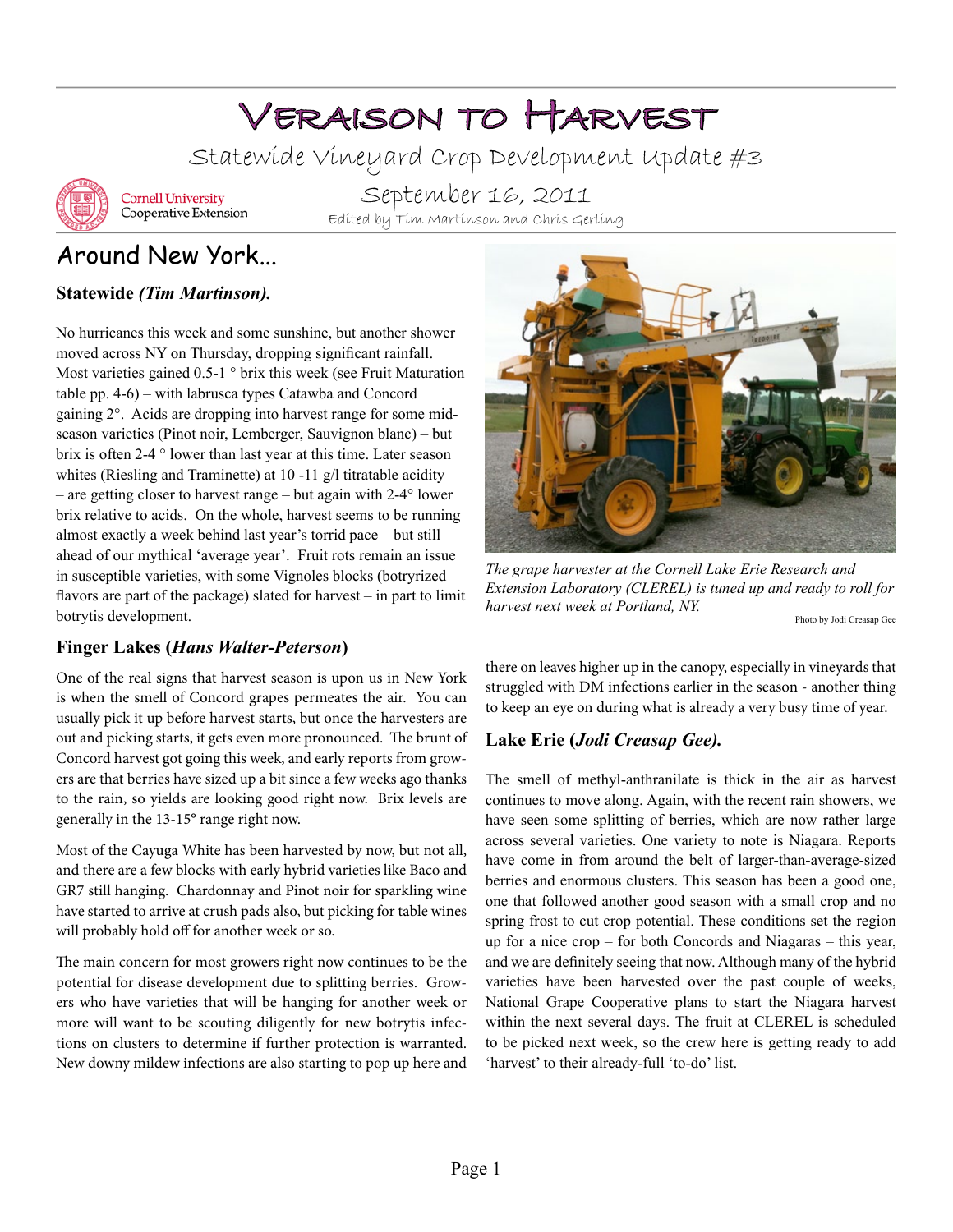# Veraison to Harvest

Statewide Vineyard Crop Development Update #3

Cornell University Cooperative Extension

September 16, 2011

Edited by Tim Martinson and Chris Gerling

## Around New York...

### Statewide *(Tim Martinson).*

No hurricanes this week and some sunshine, but another shower moved across NY on Thursday, dropping significant rainfall. Most varieties gained 0.5-1 ° brix this week (see Fruit Maturation table pp. 4-6) – with labrusca types Catawba and Concord gaining 2°. Acids are dropping into harvest range for some mid-season varieties (Pinot noir, Lemberger, Sauvignon blanc) – but brix is often 2-4 ° lower than last year at this time. Later season whites (Riesling and Traminette) at 10 -11 g/l titratable acidity – are getting closer to harvest range – but again with 2-4° lower brix relative to acids. On the whole, harvest seems to be running almost exactly a week behind last year's torrid pace – but still ahead of our mythical 'average year'. Fruit rots remain an issue in susceptible varieties, with some Vignoles blocks (botryrized flavors are part of the package) slated for harvest – in part to limit botrytis development.

*The grape harvester at the Cornell Lake Erie Research and Extension Laboratory (CLEREL) is tuned up and ready to roll for harvest next week at Portland, NY.*

Photo by Jodi Creasap Gee

### Finger Lakes (*Hans Walter-Peterson*)

One of the real signs that harvest season is upon us in New York is when the smell of Concord grapes permeates the air. You can usually pick it up before harvest starts, but once the harvesters are out and picking starts, it gets even more pronounced. The brunt of Concord harvest got going this week, and early reports from growers are that berries have sized up a bit since a few weeks ago thanks to the rain, so yields are looking good right now. Brix levels are generally in the 13-15° range right now.

Most of the Cayuga White has been harvested by now, but not all, and there are a few blocks with early hybrid varieties like Baco and GR7 still hanging. Chardonnay and Pinot noir for sparkling wine have started to arrive at crush pads also, but picking for table wines will probably hold off for another week or so.

The main concern for most growers right now continues to be the potential for disease development due to splitting berries. Growers who have varieties that will be hanging for another week or more will want to be scouting diligently for new botrytis infections on clusters to determine if further protection is warranted. New downy mildew infections are also starting to pop up here and there on leaves higher up in the canopy, especially in vineyards that struggled with DM infections earlier in the season - another thing to keep an eye on during what is already a very busy time of year.

### Lake Erie (*Jodi Creasap Gee).*

The smell of methyl-anthranilate is thick in the air as harvest continues to move along. Again, with the recent rain showers, we have seen some splitting of berries, which are now rather large across several varieties. One variety to note is Niagara. Reports have come in from around the belt of larger-than-average-sized berries and enormous clusters. This season has been a good one, one that followed another good season with a small crop and no spring frost to cut crop potential. These conditions set the region up for a nice crop – for both Concords and Niagaras – this year, and we are definitely seeing that now. Although many of the hybrid varieties have been harvested over the past couple of weeks, National Grape Cooperative plans to start the Niagara harvest within the next several days. The fruit at CLEREL is scheduled to be picked next week, so the crew here is getting ready to add 'harvest' to their already-full 'to-do' list.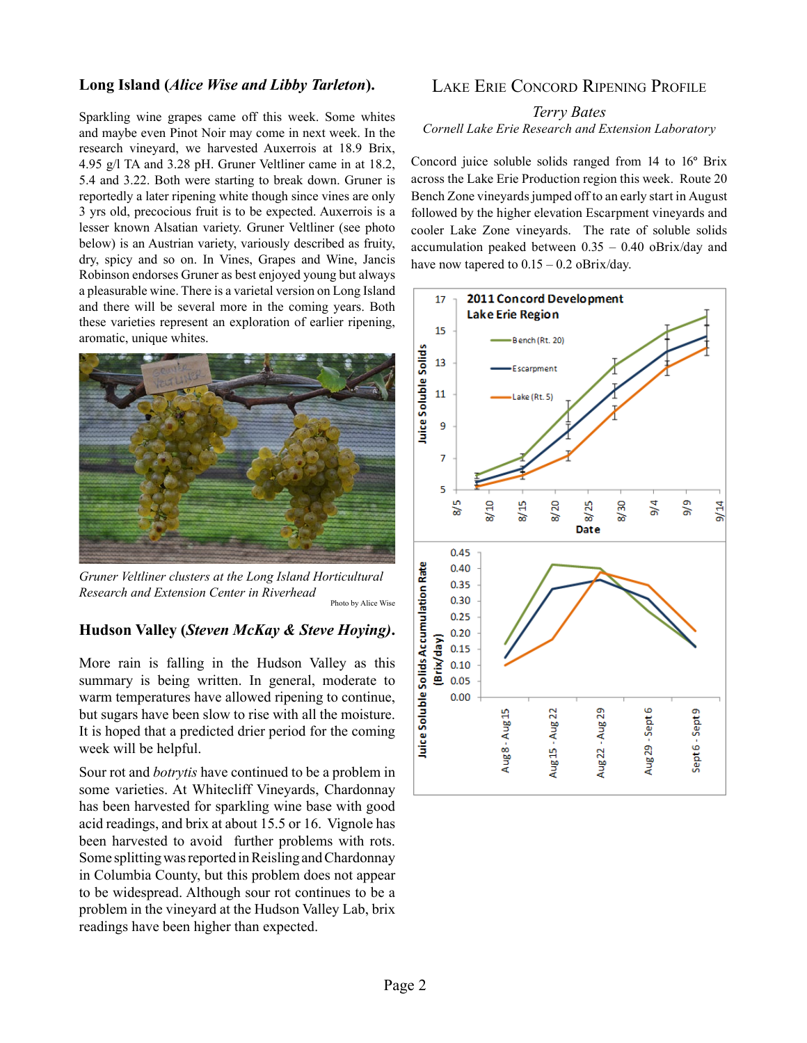## Long Island (*Alice Wise and Libby Tarleton*).

Sparkling wine grapes came off this week. Some whites and maybe even Pinot Noir may come in next week. In the research vineyard, we harvested Auxerrois at 18.9 Brix, 4.95 g/l TA and 3.28 pH. Gruner Veltliner came in at 18.2, 5.4 and 3.22. Both were starting to break down. Gruner is reportedly a later ripening white though since vines are only 3 yrs old, precocious fruit is to be expected. Auxerrois is a lesser known Alsatian variety. Gruner Veltliner (see photo below) is an Austrian variety, variously described as fruity, dry, spicy and so on. In Vines, Grapes and Wine, Jancis Robinson endorses Gruner as best enjoyed young but always a pleasurable wine. There is a varietal version on Long Island and there will be several more in the coming years. Both these varieties represent an exploration of earlier ripening, aromatic, unique whites.

*Gruner Veltliner clusters at the Long Island Horticultural Research and Extension Center in Riverhead*

Photo by Alice Wise

## Hudson Valley (*Steven McKay & Steve Hoying)*.

More rain is falling in the Hudson Valley as this summary is being written. In general, moderate to warm temperatures have allowed ripening to continue, but sugars have been slow to rise with all the moisture. It is hoped that a predicted drier period for the coming week will be helpful.

Sour rot and *botrytis* have continued to be a problem in some varieties. At Whitecliff Vineyards, Chardonnay has been harvested for sparkling wine base with good acid readings, and brix at about 15.5 or 16. Vignole has been harvested to avoid further problems with rots. Some splitting was reported in Reisling and Chardonnay in Columbia County, but this problem does not appear to be widespread. Although sour rot continues to be a problem in the vineyard at the Hudson Valley Lab, brix readings have been higher than expected.

## Lake Erie Concord Ripening Profile

*Terry Bates*

*Cornell Lake Erie Research and Extension Laboratory*

Concord juice soluble solids ranged from 14 to 16° Brix across the Lake Erie Production region this week. Route 20 Bench Zone vineyards jumped off to an early start in August followed by the higher elevation Escarpment vineyards and cooler Lake Zone vineyards. The rate of soluble solids accumulation peaked between 0.35 – 0.40 oBrix/day and have now tapered to 0.15 – 0.2 oBrix/day.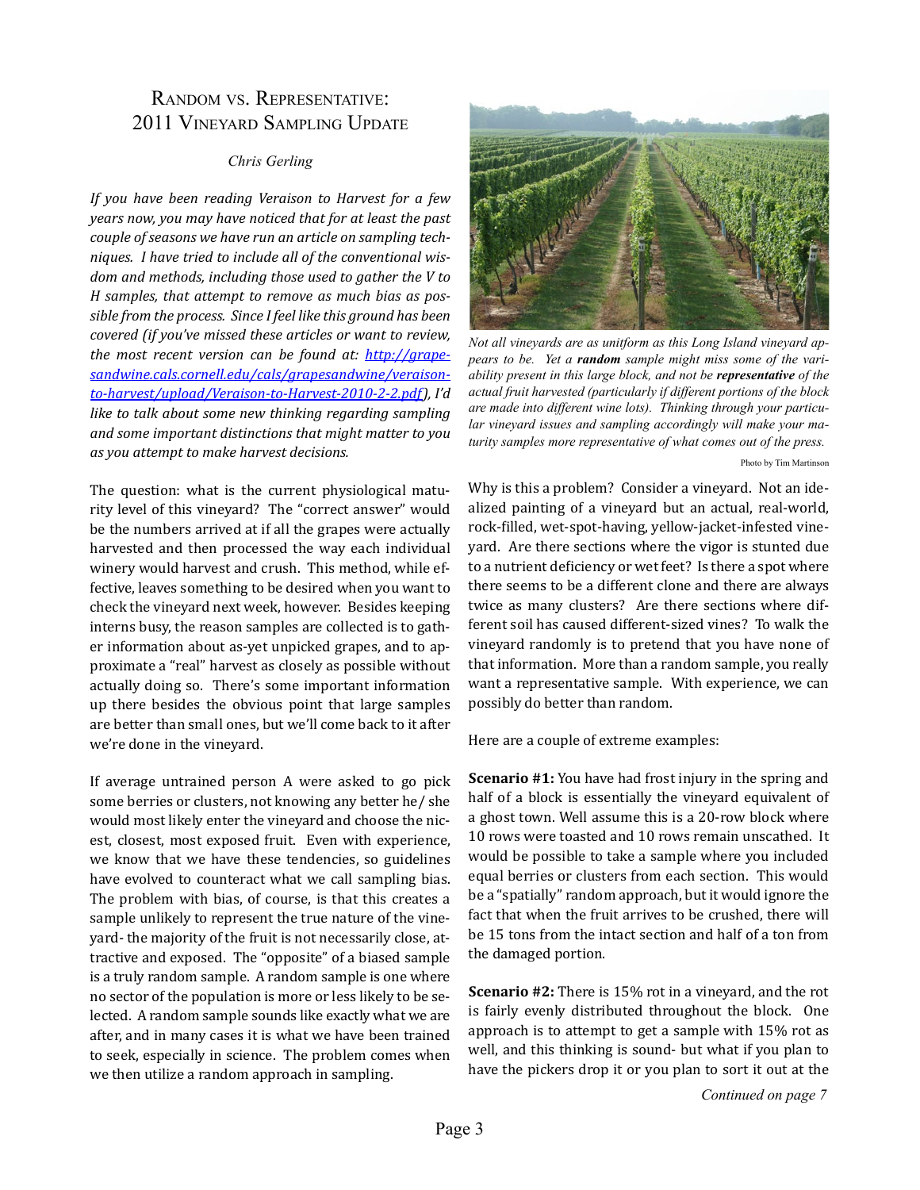# Random vs. Representative: 2011 Vineyard Sampling Update

*Chris Gerling*

*If you have been reading Veraison to Harvest for a few years now, you may have noticed that for at least the past couple of seasons we have run an article on sampling techniques. I have tried to include all of the conventional wisdom and methods, including those used to gather the V to H samples, that attempt to remove as much bias as possible from the process. Since I feel like this ground has been covered (if you've missed these articles or want to review, the most recent version can be found at: [http://grapesandwine.cals.cornell.edu/cals/grapesandwine/veraison-to-harvest/upload/Veraison-to-Harvest-2010-2-2.pdf](http://grapesandwine.cals.cornell.edu/cals/grapesandwine/veraison-to-harvest/upload/Veraison-to-Harvest-2010-2-2.pdf)), I'd like to talk about some new thinking regarding sampling and some important distinctions that might matter to you as you attempt to make harvest decisions.*

The question: what is the current physiological maturity level of this vineyard? The "correct answer" would be the numbers arrived at if all the grapes were actually harvested and then processed the way each individual winery would harvest and crush. This method, while effective, leaves something to be desired when you want to check the vineyard next week, however. Besides keeping interns busy, the reason samples are collected is to gather information about as-yet unpicked grapes, and to approximate a "real" harvest as closely as possible without actually doing so. There's some important information up there besides the obvious point that large samples are better than small ones, but we'll come back to it after we're done in the vineyard.

If average untrained person A were asked to go pick some berries or clusters, not knowing any better he/ she would most likely enter the vineyard and choose the nicest, closest, most exposed fruit. Even with experience, we know that we have these tendencies, so guidelines have evolved to counteract what we call sampling bias. The problem with bias, of course, is that this creates a sample unlikely to represent the true nature of the vineyard- the majority of the fruit is not necessarily close, attractive and exposed. The "opposite" of a biased sample is a truly random sample. A random sample is one where no sector of the population is more or less likely to be selected. A random sample sounds like exactly what we are after, and in many cases it is what we have been trained to seek, especially in science. The problem comes when we then utilize a random approach in sampling.

*Not all vineyards are as unitform as this Long Island vineyard appears to be. Yet a **random** sample might miss some of the variability present in this large block, and not be **representative** of the actual fruit harvested (particularly if different portions of the block are made into different wine lots). Thinking through your particular vineyard issues and sampling accordingly will make your maturity samples more representative of what comes out of the press.*

Photo by Tim Martinson

Why is this a problem? Consider a vineyard. Not an idealized painting of a vineyard but an actual, real-world, rock-filled, wet-spot-having, yellow-jacket-infested vineyard. Are there sections where the vigor is stunted due to a nutrient deficiency or wet feet? Is there a spot where there seems to be a different clone and there are always twice as many clusters? Are there sections where different soil has caused different-sized vines? To walk the vineyard randomly is to pretend that you have none of that information. More than a random sample, you really want a representative sample. With experience, we can possibly do better than random.

Here are a couple of extreme examples:

**Scenario #1:** You have had frost injury in the spring and half of a block is essentially the vineyard equivalent of a ghost town. Well assume this is a 20-row block where 10 rows were toasted and 10 rows remain unscathed. It would be possible to take a sample where you included equal berries or clusters from each section. This would be a "spatially" random approach, but it would ignore the fact that when the fruit arrives to be crushed, there will be 15 tons from the intact section and half of a ton from the damaged portion.

**Scenario #2:** There is 15% rot in a vineyard, and the rot is fairly evenly distributed throughout the block. One approach is to attempt to get a sample with 15% rot as well, and this thinking is sound- but what if you plan to have the pickers drop it or you plan to sort it out at the

*Continued on page 7*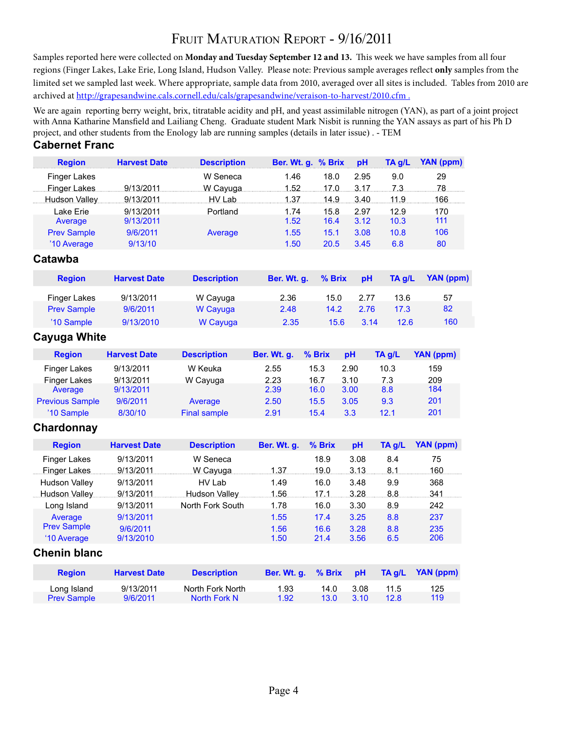# FRUIT MATURATION REPORT - 9/16/2011

Samples reported here were collected on **Monday and Tuesday September 12 and 13.** This week we have samples from all four regions (Finger Lakes, Lake Erie, Long Island, Hudson Valley. Please note: Previous sample averages reflect **only** samples from the limited set we sampled last week. Where appropriate, sample data from 2010, averaged over all sites is included. Tables from 2010 are archived at http://grapesandwine.cals.cornell.edu/cals/grapesandwine/veraison-to-harvest/2010.cfm .

We are again reporting berry weight, brix, titratable acidity and pH, and yeast assimilable nitrogen (YAN), as part of a joint project with Anna Katharine Mansfield and Lailiang Cheng. Graduate student Mark Nisbit is running the YAN assays as part of his Ph D project, and other students from the Enology lab are running samples (details in later issue) . - TEM

## Cabernet Franc

| Region | Harvest Date | Description | Ber. Wt. g. | % Brix | pH | TA g/L | YAN (ppm) |
|---|---|---|---|---|---|---|---|
| Finger Lakes | | W Seneca | 1.46 | 18.0 | 2.95 | 9.0 | 29 |
| Finger Lakes | 9/13/2011 | W Cayuga | 1.52 | 17.0 | 3.17 | 7.3 | 78 |
| Hudson Valley | 9/13/2011 | HV Lab | 1.37 | 14.9 | 3.40 | 11.9 | 166 |
| Lake Erie | 9/13/2011 | Portland | 1.74 | 15.8 | 2.97 | 12.9 | 170 |
| Average | 9/13/2011 | | 1.52 | 16.4 | 3.12 | 10.3 | 111 |
| Prev Sample | 9/6/2011 | Average | 1.55 | 15.1 | 3.08 | 10.8 | 106 |
| '10 Average | 9/13/10 | | 1.50 | 20.5 | 3.45 | 6.8 | 80 |

## Catawba

| Region | Harvest Date | Description | Ber. Wt. g. | % Brix | pH | TA g/L | YAN (ppm) |
|---|---|---|---|---|---|---|---|
| Finger Lakes | 9/13/2011 | W Cayuga | 2.36 | 15.0 | 2.77 | 13.6 | 57 |
| Prev Sample | 9/6/2011 | W Cayuga | 2.48 | 14.2 | 2.76 | 17.3 | 82 |
| '10 Sample | 9/13/2010 | W Cayuga | 2.35 | 15.6 | 3.14 | 12.6 | 160 |

## Cayuga White

| Region | Harvest Date | Description | Ber. Wt. g. | % Brix | pH | TA g/L | YAN (ppm) |
|---|---|---|---|---|---|---|---|
| Finger Lakes | 9/13/2011 | W Keuka | 2.55 | 15.3 | 2.90 | 10.3 | 159 |
| Finger Lakes | 9/13/2011 | W Cayuga | 2.23 | 16.7 | 3.10 | 7.3 | 209 |
| Average | 9/13/2011 | | 2.39 | 16.0 | 3.00 | 8.8 | 184 |
| Previous Sample | 9/6/2011 | Average | 2.50 | 15.5 | 3.05 | 9.3 | 201 |
| '10 Sample | 8/30/10 | Final sample | 2.91 | 15.4 | 3.3 | 12.1 | 201 |

## Chardonnay

| Region | Harvest Date | Description | Ber. Wt. g. | % Brix | pH | TA g/L | YAN (ppm) |
|---|---|---|---|---|---|---|---|
| Finger Lakes | 9/13/2011 | W Seneca | | 18.9 | 3.08 | 8.4 | 75 |
| Finger Lakes | 9/13/2011 | W Cayuga | 1.37 | 19.0 | 3.13 | 8.1 | 160 |
| Hudson Valley | 9/13/2011 | HV Lab | 1.49 | 16.0 | 3.48 | 9.9 | 368 |
| Hudson Valley | 9/13/2011 | Hudson Valley | 1.56 | 17.1 | 3.28 | 8.8 | 341 |
| Long Island | 9/13/2011 | North Fork South | 1.78 | 16.0 | 3.30 | 8.9 | 242 |
| Average | 9/13/2011 | | 1.55 | 17.4 | 3.25 | 8.8 | 237 |
| Prev Sample | 9/6/2011 | | 1.56 | 16.6 | 3.28 | 8.8 | 235 |
| '10 Average | 9/13/2010 | | 1.50 | 21.4 | 3.56 | 6.5 | 206 |

## Chenin blanc

| Region | Harvest Date | Description | Ber. Wt. g. | % Brix | pH | TA g/L | YAN (ppm) |
|---|---|---|---|---|---|---|---|
| Long Island | 9/13/2011 | North Fork North | 1.93 | 14.0 | 3.08 | 11.5 | 125 |
| Prev Sample | 9/6/2011 | North Fork N | 1.92 | 13.0 | 3.10 | 12.8 | 119 |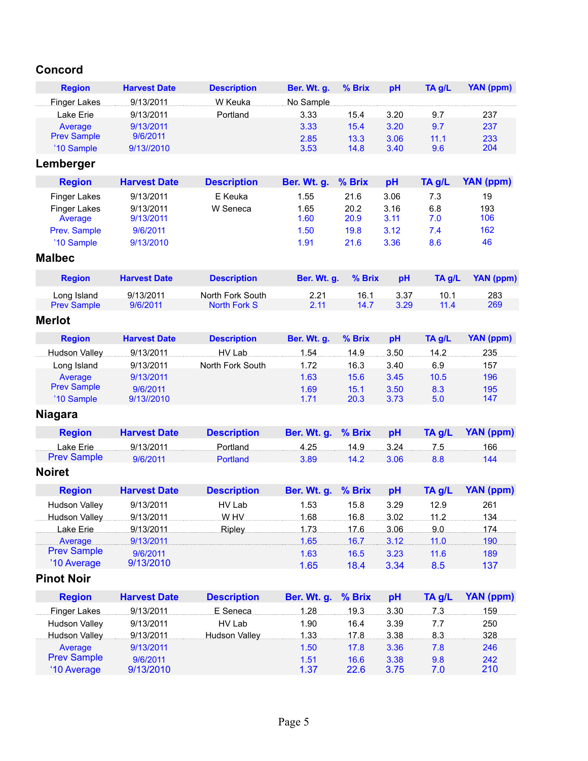## Concord

| Region | Harvest Date | Description | Ber. Wt. g. | % Brix | pH | TA g/L | YAN (ppm) |
|---|---|---|---|---|---|---|---|
| Finger Lakes | 9/13/2011 | W Keuka | No Sample | | | | |
| Lake Erie | 9/13/2011 | Portland | 3.33 | 15.4 | 3.20 | 9.7 | 237 |
| Average | 9/13/2011 | | 3.33 | 15.4 | 3.20 | 9.7 | 237 |
| Prev Sample | 9/6/2011 | | 2.85 | 13.3 | 3.06 | 11.1 | 233 |
| '10 Sample | 9/13//2010 | | 3.53 | 14.8 | 3.40 | 9.6 | 204 |

## Lemberger

| Region | Harvest Date | Description | Ber. Wt. g. | % Brix | pH | TA g/L | YAN (ppm) |
|---|---|---|---|---|---|---|---|
| Finger Lakes | 9/13/2011 | E Keuka | 1.55 | 21.6 | 3.06 | 7.3 | 19 |
| Finger Lakes | 9/13/2011 | W Seneca | 1.65 | 20.2 | 3.16 | 6.8 | 193 |
| Average | 9/13/2011 | | 1.60 | 20.9 | 3.11 | 7.0 | 106 |
| Prev. Sample | 9/6/2011 | | 1.50 | 19.8 | 3.12 | 7.4 | 162 |
| '10 Sample | 9/13/2010 | | 1.91 | 21.6 | 3.36 | 8.6 | 46 |

## Malbec

| Region | Harvest Date | Description | Ber. Wt. g. | % Brix | pH | TA g/L | YAN (ppm) |
|---|---|---|---|---|---|---|---|
| Long Island | 9/13/2011 | North Fork South | 2.21 | 16.1 | 3.37 | 10.1 | 283 |
| Prev Sample | 9/6/2011 | North Fork S | 2.11 | 14.7 | 3.29 | 11.4 | 269 |

## Merlot

| Region | Harvest Date | Description | Ber. Wt. g. | % Brix | pH | TA g/L | YAN (ppm) |
|---|---|---|---|---|---|---|---|
| Hudson Valley | 9/13/2011 | HV Lab | 1.54 | 14.9 | 3.50 | 14.2 | 235 |
| Long Island | 9/13/2011 | North Fork South | 1.72 | 16.3 | 3.40 | 6.9 | 157 |
| Average | 9/13/2011 | | 1.63 | 15.6 | 3.45 | 10.5 | 196 |
| Prev Sample | 9/6/2011 | | 1.69 | 15.1 | 3.50 | 8.3 | 195 |
| '10 Sample | 9/13//2010 | | 1.71 | 20.3 | 3.73 | 5.0 | 147 |

## Niagara

| Region | Harvest Date | Description | Ber. Wt. g. | % Brix | pH | TA g/L | YAN (ppm) |
|---|---|---|---|---|---|---|---|
| Lake Erie | 9/13/2011 | Portland | 4.25 | 14.9 | 3.24 | 7.5 | 166 |
| Prev Sample | 9/6/2011 | Portland | 3.89 | 14.2 | 3.06 | 8.8 | 144 |

## Noiret

| Region | Harvest Date | Description | Ber. Wt. g. | % Brix | pH | TA g/L | YAN (ppm) |
|---|---|---|---|---|---|---|---|
| Hudson Valley | 9/13/2011 | HV Lab | 1.53 | 15.8 | 3.29 | 12.9 | 261 |
| Hudson Valley | 9/13/2011 | W HV | 1.68 | 16.8 | 3.02 | 11.2 | 134 |
| Lake Erie | 9/13/2011 | Ripley | 1.73 | 17.6 | 3.06 | 9.0 | 174 |
| Average | 9/13/2011 | | 1.65 | 16.7 | 3.12 | 11.0 | 190 |
| Prev Sample | 9/6/2011 | | 1.63 | 16.5 | 3.23 | 11.6 | 189 |
| '10 Average | 9/13/2010 | | 1.65 | 18.4 | 3.34 | 8.5 | 137 |

## Pinot Noir

| Region | Harvest Date | Description | Ber. Wt. g. | % Brix | pH | TA g/L | YAN (ppm) |
|---|---|---|---|---|---|---|---|
| Finger Lakes | 9/13/2011 | E Seneca | 1.28 | 19.3 | 3.30 | 7.3 | 159 |
| Hudson Valley | 9/13/2011 | HV Lab | 1.90 | 16.4 | 3.39 | 7.7 | 250 |
| Hudson Valley | 9/13/2011 | Hudson Valley | 1.33 | 17.8 | 3.38 | 8.3 | 328 |
| Average | 9/13/2011 | | 1.50 | 17.8 | 3.36 | 7.8 | 246 |
| Prev Sample | 9/6/2011 | | 1.51 | 16.6 | 3.38 | 9.8 | 242 |
| '10 Average | 9/13/2010 | | 1.37 | 22.6 | 3.75 | 7.0 | 210 |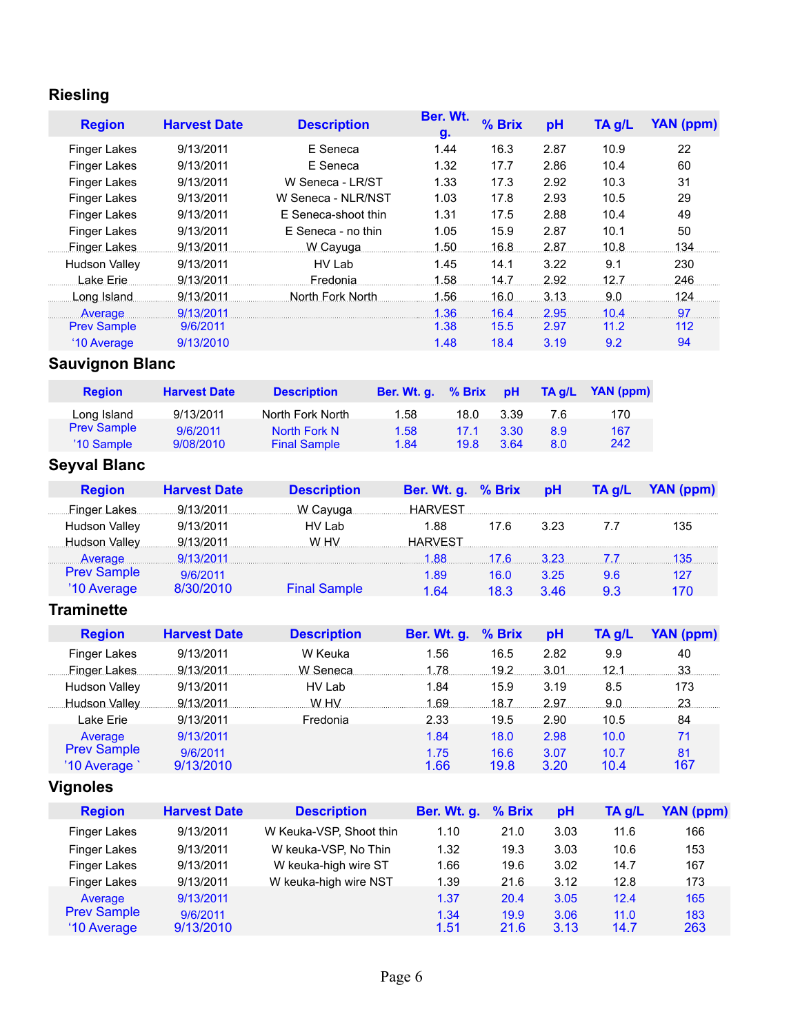## Riesling

| Region | Harvest Date | Description | Ber. Wt. g. | % Brix | pH | TA g/L | YAN (ppm) |
|---|---|---|---|---|---|---|---|
| Finger Lakes | 9/13/2011 | E Seneca | 1.44 | 16.3 | 2.87 | 10.9 | 22 |
| Finger Lakes | 9/13/2011 | E Seneca | 1.32 | 17.7 | 2.86 | 10.4 | 60 |
| Finger Lakes | 9/13/2011 | W Seneca - LR/ST | 1.33 | 17.3 | 2.92 | 10.3 | 31 |
| Finger Lakes | 9/13/2011 | W Seneca - NLR/NST | 1.03 | 17.8 | 2.93 | 10.5 | 29 |
| Finger Lakes | 9/13/2011 | E Seneca-shoot thin | 1.31 | 17.5 | 2.88 | 10.4 | 49 |
| Finger Lakes | 9/13/2011 | E Seneca - no thin | 1.05 | 15.9 | 2.87 | 10.1 | 50 |
| Finger Lakes | 9/13/2011 | W Cayuga | 1.50 | 16.8 | 2.87 | 10.8 | 134 |
| Hudson Valley | 9/13/2011 | HV Lab | 1.45 | 14.1 | 3.22 | 9.1 | 230 |
| Lake Erie | 9/13/2011 | Fredonia | 1.58 | 14.7 | 2.92 | 12.7 | 246 |
| Long Island | 9/13/2011 | North Fork North | 1.56 | 16.0 | 3.13 | 9.0 | 124 |
| Average | 9/13/2011 | | 1.36 | 16.4 | 2.95 | 10.4 | 97 |
| Prev Sample | 9/6/2011 | | 1.38 | 15.5 | 2.97 | 11.2 | 112 |
| '10 Average | 9/13/2010 | | 1.48 | 18.4 | 3.19 | 9.2 | 94 |

## Sauvignon Blanc

| Region | Harvest Date | Description | Ber. Wt. g. | % Brix | pH | TA g/L | YAN (ppm) |
|---|---|---|---|---|---|---|---|
| Long Island | 9/13/2011 | North Fork North | 1.58 | 18.0 | 3.39 | 7.6 | 170 |
| Prev Sample | 9/6/2011 | North Fork N | 1.58 | 17.1 | 3.30 | 8.9 | 167 |
| '10 Sample | 9/08/2010 | Final Sample | 1.84 | 19.8 | 3.64 | 8.0 | 242 |

## Seyval Blanc

| Region | Harvest Date | Description | Ber. Wt. g. | % Brix | pH | TA g/L | YAN (ppm) |
|---|---|---|---|---|---|---|---|
| Finger Lakes | 9/13/2011 | W Cayuga | HARVEST | | | | |
| Hudson Valley | 9/13/2011 | HV Lab | 1.88 | 17.6 | 3.23 | 7.7 | 135 |
| Hudson Valley | 9/13/2011 | W HV | HARVEST | | | | |
| Average | 9/13/2011 | | 1.88 | 17.6 | 3.23 | 7.7 | 135 |
| Prev Sample | 9/6/2011 | | 1.89 | 16.0 | 3.25 | 9.6 | 127 |
| '10 Average | 8/30/2010 | Final Sample | 1.64 | 18.3 | 3.46 | 9.3 | 170 |

## Traminette

| Region | Harvest Date | Description | Ber. Wt. g. | % Brix | pH | TA g/L | YAN (ppm) |
|---|---|---|---|---|---|---|---|
| Finger Lakes | 9/13/2011 | W Keuka | 1.56 | 16.5 | 2.82 | 9.9 | 40 |
| Finger Lakes | 9/13/2011 | W Seneca | 1.78 | 19.2 | 3.01 | 12.1 | 33 |
| Hudson Valley | 9/13/2011 | HV Lab | 1.84 | 15.9 | 3.19 | 8.5 | 173 |
| Hudson Valley | 9/13/2011 | W HV | 1.69 | 18.7 | 2.97 | 9.0 | 23 |
| Lake Erie | 9/13/2011 | Fredonia | 2.33 | 19.5 | 2.90 | 10.5 | 84 |
| Average | 9/13/2011 | | 1.84 | 18.0 | 2.98 | 10.0 | 71 |
| Prev Sample | 9/6/2011 | | 1.75 | 16.6 | 3.07 | 10.7 | 81 |
| '10 Average ` | 9/13/2010 | | 1.66 | 19.8 | 3.20 | 10.4 | 167 |

## Vignoles

| Region | Harvest Date | Description | Ber. Wt. g. | % Brix | pH | TA g/L | YAN (ppm) |
|---|---|---|---|---|---|---|---|
| Finger Lakes | 9/13/2011 | W Keuka-VSP, Shoot thin | 1.10 | 21.0 | 3.03 | 11.6 | 166 |
| Finger Lakes | 9/13/2011 | W keuka-VSP, No Thin | 1.32 | 19.3 | 3.03 | 10.6 | 153 |
| Finger Lakes | 9/13/2011 | W keuka-high wire ST | 1.66 | 19.6 | 3.02 | 14.7 | 167 |
| Finger Lakes | 9/13/2011 | W keuka-high wire NST | 1.39 | 21.6 | 3.12 | 12.8 | 173 |
| Average | 9/13/2011 | | 1.37 | 20.4 | 3.05 | 12.4 | 165 |
| Prev Sample | 9/6/2011 | | 1.34 | 19.9 | 3.06 | 11.0 | 183 |
| '10 Average | 9/13/2010 | | 1.51 | 21.6 | 3.13 | 14.7 | 263 |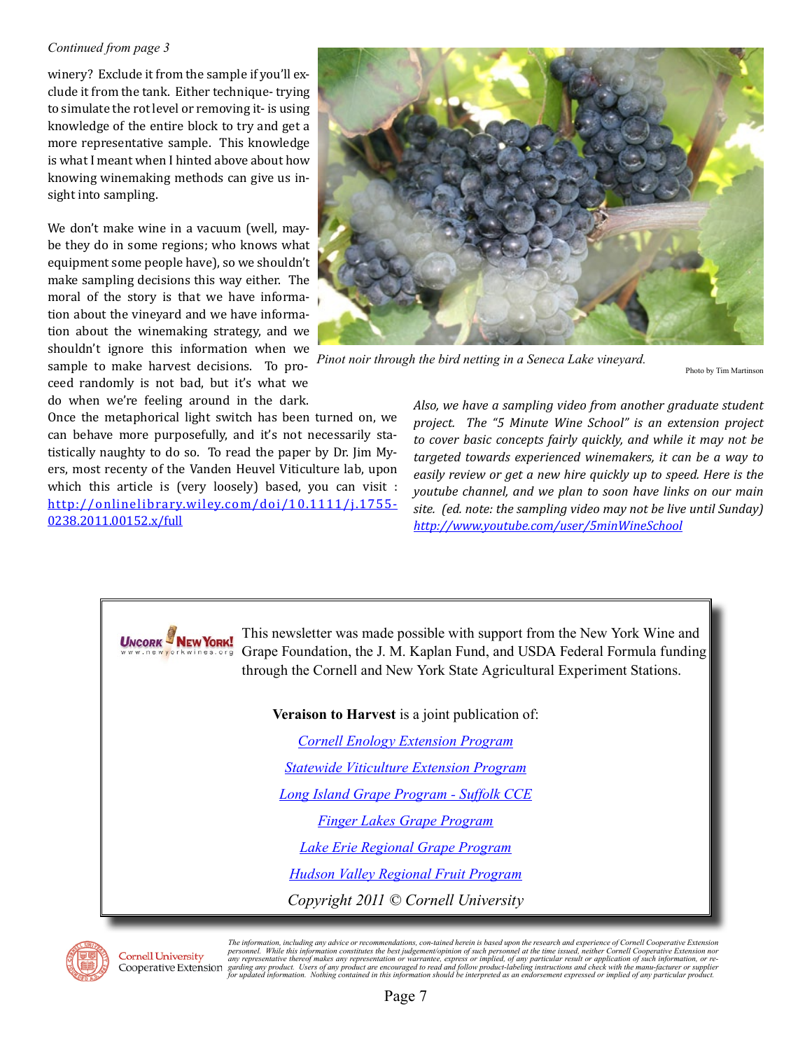*Continued from page 3*

winery? Exclude it from the sample if you'll exclude it from the tank. Either technique- trying to simulate the rot level or removing it- is using knowledge of the entire block to try and get a more representative sample. This knowledge is what I meant when I hinted above about how knowing winemaking methods can give us insight into sampling.

We don't make wine in a vacuum (well, maybe they do in some regions; who knows what equipment some people have), so we shouldn't make sampling decisions this way either. The moral of the story is that we have information about the vineyard and we have information about the winemaking strategy, and we shouldn't ignore this information when we sample to make harvest decisions. To proceed randomly is not bad, but it's what we do when we're feeling around in the dark. Once the metaphorical light switch has been turned on, we can behave more purposefully, and it's not necessarily statistically naughty to do so. To read the paper by Dr. Jim Myers, most recenty of the Vanden Heuvel Viticulture lab, upon which this article is (very loosely) based, you can visit : [http://onlinelibrary.wiley.com/doi/10.1111/j.1755-0238.2011.00152.x/full](http://onlinelibrary.wiley.com/doi/10.1111/j.1755-0238.2011.00152.x/full)

*Pinot noir through the bird netting in a Seneca Lake vineyard.*

Photo by Tim Martinson

*Also, we have a sampling video from another graduate student project. The "5 Minute Wine School" is an extension project to cover basic concepts fairly quickly, and while it may not be targeted towards experienced winemakers, it can be a way to easily review or get a new hire quickly up to speed. Here is the youtube channel, and we plan to soon have links on our main site. (ed. note: the sampling video may not be live until Sunday)* [*http://www.youtube.com/user/5minWineSchool*](http://www.youtube.com/user/5minWineSchool)

---

UNCORK NEW YORK! www.newyorkwines.org

This newsletter was made possible with support from the New York Wine and Grape Foundation, the J. M. Kaplan Fund, and USDA Federal Formula funding through the Cornell and New York State Agricultural Experiment Stations.

**Veraison to Harvest** is a joint publication of:

*Cornell Enology Extension Program*

*Statewide Viticulture Extension Program*

*Long Island Grape Program - Suffolk CCE*

*Finger Lakes Grape Program*

*Lake Erie Regional Grape Program*

*Hudson Valley Regional Fruit Program*

*Copyright 2011 © Cornell University*

---

Cornell University Cooperative Extension

*The information, including any advice or recommendations, con-tained herein is based upon the research and experience of Cornell Cooperative Extension personnel. While this information constitutes the best judgement/opinion of such personnel at the time issued, neither Cornell Cooperative Extension nor any representative thereof makes any representation or warrantee, express or implied, of any particular result or application of such information, or re-garding any product. Users of any product are encouraged to read and follow product-labeling instructions and check with the manu-facturer or supplier for updated information. Nothing contained in this information should be interpreted as an endorsement expressed or implied of any particular product.*